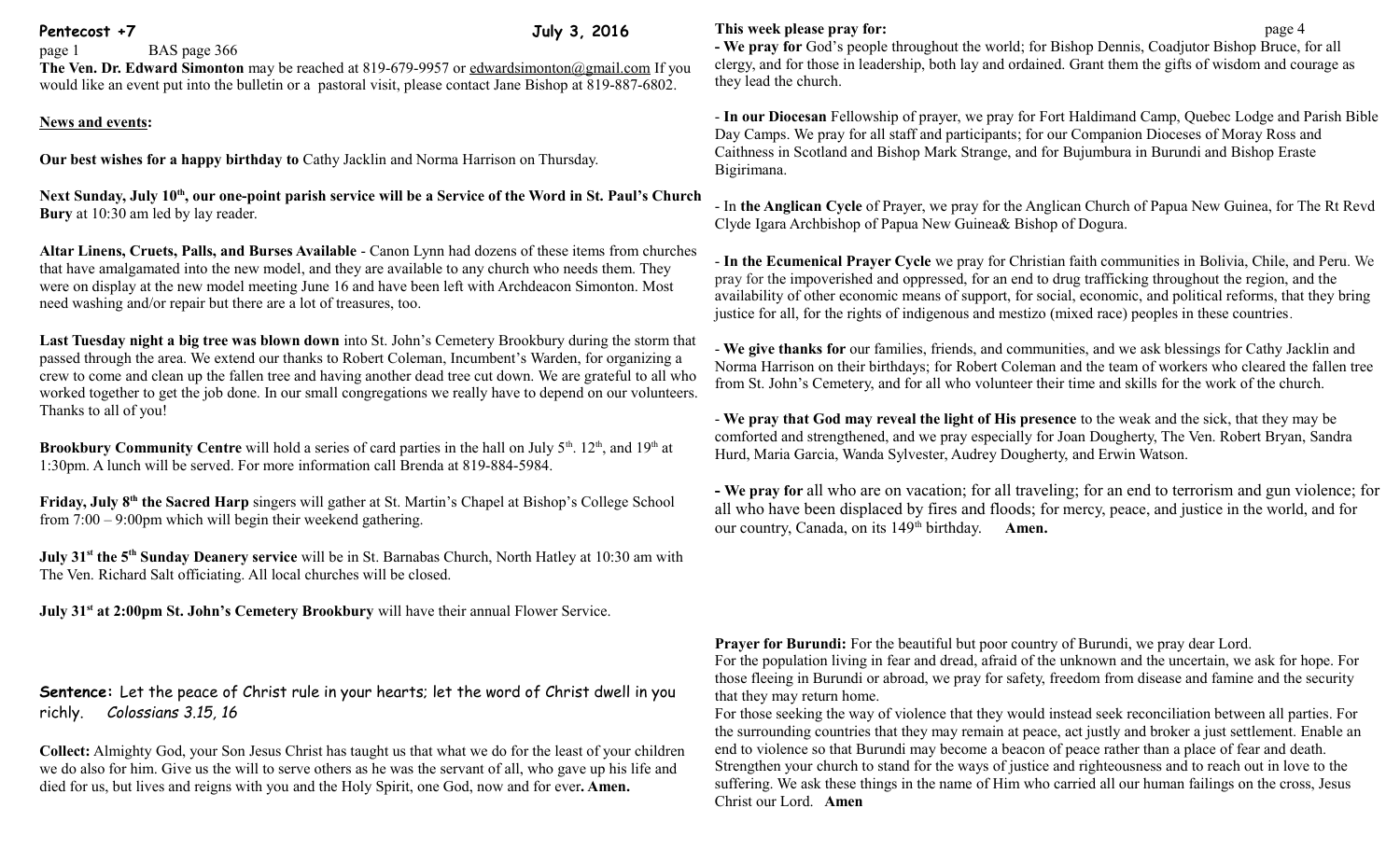**Pentecost +7** **July 3, 2016**

page 1 BAS page 366

**The Ven. Dr. Edward Simonton** may be reached at 819-679-9957 or edwardsimonton@gmail.com If you would like an event put into the bulletin or a pastoral visit, please contact Jane Bishop at 819-887-6802.

**News and events:**

**Our best wishes for a happy birthday to** Cathy Jacklin and Norma Harrison on Thursday.

**Next Sunday, July 10th, our one-point parish service will be a Service of the Word in St. Paul's Church Bury** at 10:30 am led by lay reader.

**Altar Linens, Cruets, Palls, and Burses Available** - Canon Lynn had dozens of these items from churches that have amalgamated into the new model, and they are available to any church who needs them. They were on display at the new model meeting June 16 and have been left with Archdeacon Simonton. Most need washing and/or repair but there are a lot of treasures, too.

**Last Tuesday night a big tree was blown down** into St. John's Cemetery Brookbury during the storm that passed through the area. We extend our thanks to Robert Coleman, Incumbent's Warden, for organizing a crew to come and clean up the fallen tree and having another dead tree cut down. We are grateful to all who worked together to get the job done. In our small congregations we really have to depend on our volunteers. Thanks to all of you!

**Brookbury Community Centre** will hold a series of card parties in the hall on July 5th. 12th, and 19th at 1:30pm. A lunch will be served. For more information call Brenda at 819-884-5984.

**Friday, July 8th the Sacred Harp** singers will gather at St. Martin's Chapel at Bishop's College School from 7:00 – 9:00pm which will begin their weekend gathering.

**July 31st the 5th Sunday Deanery service** will be in St. Barnabas Church, North Hatley at 10:30 am with The Ven. Richard Salt officiating. All local churches will be closed.

**July 31st at 2:00pm St. John's Cemetery Brookbury** will have their annual Flower Service.

**Sentence:** Let the peace of Christ rule in your hearts; let the word of Christ dwell in you richly. *Colossians 3.15, 16*

**Collect:** Almighty God, your Son Jesus Christ has taught us that what we do for the least of your children we do also for him. Give us the will to serve others as he was the servant of all, who gave up his life and died for us, but lives and reigns with you and the Holy Spirit, one God, now and for ever**. Amen.**

**This week please pray for:** page 4

**- We pray for** God's people throughout the world; for Bishop Dennis, Coadjutor Bishop Bruce, for all clergy, and for those in leadership, both lay and ordained. Grant them the gifts of wisdom and courage as they lead the church.

- **In our Diocesan** Fellowship of prayer, we pray for Fort Haldimand Camp, Quebec Lodge and Parish Bible Day Camps. We pray for all staff and participants; for our Companion Dioceses of Moray Ross and Caithness in Scotland and Bishop Mark Strange, and for Bujumbura in Burundi and Bishop Eraste Bigirimana.

- In **the Anglican Cycle** of Prayer, we pray for the Anglican Church of Papua New Guinea, for The Rt Revd Clyde Igara Archbishop of Papua New Guinea& Bishop of Dogura.

- **In the Ecumenical Prayer Cycle** we pray for Christian faith communities in Bolivia, Chile, and Peru. We pray for the impoverished and oppressed, for an end to drug trafficking throughout the region, and the availability of other economic means of support, for social, economic, and political reforms, that they bring justice for all, for the rights of indigenous and mestizo (mixed race) peoples in these countries.

- **We give thanks for** our families, friends, and communities, and we ask blessings for Cathy Jacklin and Norma Harrison on their birthdays; for Robert Coleman and the team of workers who cleared the fallen tree from St. John's Cemetery, and for all who volunteer their time and skills for the work of the church.

- **We pray that God may reveal the light of His presence** to the weak and the sick, that they may be comforted and strengthened, and we pray especially for Joan Dougherty, The Ven. Robert Bryan, Sandra Hurd, Maria Garcia, Wanda Sylvester, Audrey Dougherty, and Erwin Watson.

**- We pray for** all who are on vacation; for all traveling; for an end to terrorism and gun violence; for all who have been displaced by fires and floods; for mercy, peace, and justice in the world, and for our country, Canada, on its 149th birthday. **Amen.**

**Prayer for Burundi:** For the beautiful but poor country of Burundi, we pray dear Lord.
For the population living in fear and dread, afraid of the unknown and the uncertain, we ask for hope. For those fleeing in Burundi or abroad, we pray for safety, freedom from disease and famine and the security that they may return home.
For those seeking the way of violence that they would instead seek reconciliation between all parties. For the surrounding countries that they may remain at peace, act justly and broker a just settlement. Enable an end to violence so that Burundi may become a beacon of peace rather than a place of fear and death. Strengthen your church to stand for the ways of justice and righteousness and to reach out in love to the suffering. We ask these things in the name of Him who carried all our human failings on the cross, Jesus Christ our Lord. **Amen**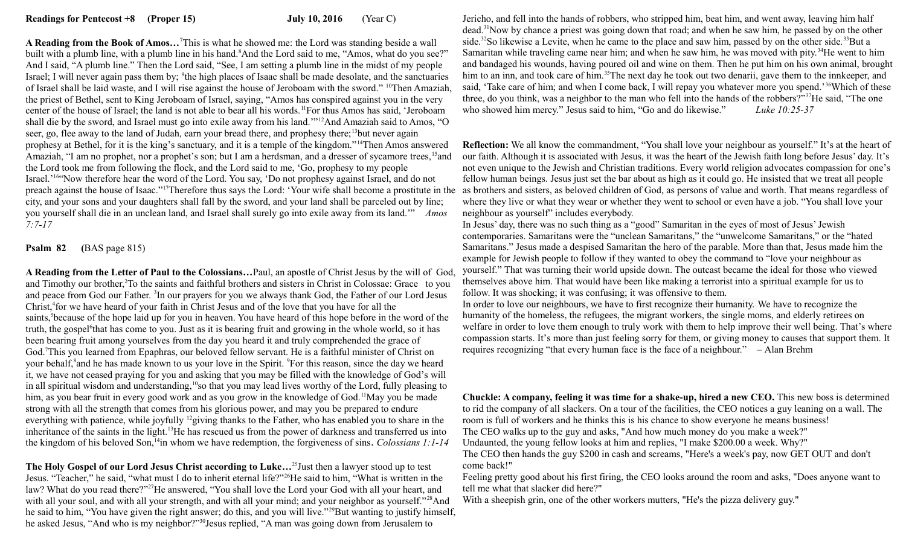**Readings for Pentecost +8 (Proper 15) July 10, 2016 (Year C)**

**A Reading from the Book of Amos…**[7]This is what he showed me: the Lord was standing beside a wall built with a plumb line, with a plumb line in his hand.[8]And the Lord said to me, "Amos, what do you see?" And I said, "A plumb line." Then the Lord said, "See, I am setting a plumb line in the midst of my people Israel; I will never again pass them by; [9]the high places of Isaac shall be made desolate, and the sanctuaries of Israel shall be laid waste, and I will rise against the house of Jeroboam with the sword." [10]Then Amaziah, the priest of Bethel, sent to King Jeroboam of Israel, saying, "Amos has conspired against you in the very center of the house of Israel; the land is not able to bear all his words.[11]For thus Amos has said, 'Jeroboam shall die by the sword, and Israel must go into exile away from his land.'"[12]And Amaziah said to Amos, "O seer, go, flee away to the land of Judah, earn your bread there, and prophesy there;[13]but never again prophesy at Bethel, for it is the king's sanctuary, and it is a temple of the kingdom."[14]Then Amos answered Amaziah, "I am no prophet, nor a prophet's son; but I am a herdsman, and a dresser of sycamore trees,[15]and the Lord took me from following the flock, and the Lord said to me, 'Go, prophesy to my people Israel.'[16]"Now therefore hear the word of the Lord. You say, 'Do not prophesy against Israel, and do not preach against the house of Isaac.'"[17]Therefore thus says the Lord: 'Your wife shall become a prostitute in the city, and your sons and your daughters shall fall by the sword, and your land shall be parceled out by line; you yourself shall die in an unclean land, and Israel shall surely go into exile away from its land.'" *Amos 7:7-17*

**Psalm 82** (BAS page 815)

**A Reading from the Letter of Paul to the Colossians…**Paul, an apostle of Christ Jesus by the will of God, and Timothy our brother,[2]To the saints and faithful brothers and sisters in Christ in Colossae: Grace to you and peace from God our Father. [3]In our prayers for you we always thank God, the Father of our Lord Jesus Christ,[4]for we have heard of your faith in Christ Jesus and of the love that you have for all the saints,[5]because of the hope laid up for you in heaven. You have heard of this hope before in the word of the truth, the gospel[6]that has come to you. Just as it is bearing fruit and growing in the whole world, so it has been bearing fruit among yourselves from the day you heard it and truly comprehended the grace of God.[7]This you learned from Epaphras, our beloved fellow servant. He is a faithful minister of Christ on your behalf,[8]and he has made known to us your love in the Spirit. [9]For this reason, since the day we heard it, we have not ceased praying for you and asking that you may be filled with the knowledge of God's will in all spiritual wisdom and understanding,[10]so that you may lead lives worthy of the Lord, fully pleasing to him, as you bear fruit in every good work and as you grow in the knowledge of God.[11]May you be made strong with all the strength that comes from his glorious power, and may you be prepared to endure everything with patience, while joyfully [12]giving thanks to the Father, who has enabled you to share in the inheritance of the saints in the light.[13]He has rescued us from the power of darkness and transferred us into the kingdom of his beloved Son,[14]in whom we have redemption, the forgiveness of sins. *Colossians 1:1-14*

**The Holy Gospel of our Lord Jesus Christ according to Luke…**[25]Just then a lawyer stood up to test Jesus. "Teacher," he said, "what must I do to inherit eternal life?"[26]He said to him, "What is written in the law? What do you read there?"[27]He answered, "You shall love the Lord your God with all your heart, and with all your soul, and with all your strength, and with all your mind; and your neighbor as yourself."[28]And he said to him, "You have given the right answer; do this, and you will live."[29]But wanting to justify himself, he asked Jesus, "And who is my neighbor?"[30]Jesus replied, "A man was going down from Jerusalem to Jericho, and fell into the hands of robbers, who stripped him, beat him, and went away, leaving him half dead.[31]Now by chance a priest was going down that road; and when he saw him, he passed by on the other side.[32]So likewise a Levite, when he came to the place and saw him, passed by on the other side.[33]But a Samaritan while traveling came near him; and when he saw him, he was moved with pity.[34]He went to him and bandaged his wounds, having poured oil and wine on them. Then he put him on his own animal, brought him to an inn, and took care of him.[35]The next day he took out two denarii, gave them to the innkeeper, and said, 'Take care of him; and when I come back, I will repay you whatever more you spend.'[36]Which of these three, do you think, was a neighbor to the man who fell into the hands of the robbers?"[37]He said, "The one who showed him mercy." Jesus said to him, "Go and do likewise." *Luke 10:25-37*

**Reflection:** We all know the commandment, "You shall love your neighbour as yourself." It's at the heart of our faith. Although it is associated with Jesus, it was the heart of the Jewish faith long before Jesus' day. It's not even unique to the Jewish and Christian traditions. Every world religion advocates compassion for one's fellow human beings. Jesus just set the bar about as high as it could go. He insisted that we treat all people as brothers and sisters, as beloved children of God, as persons of value and worth. That means regardless of where they live or what they wear or whether they went to school or even have a job. "You shall love your neighbour as yourself" includes everybody.

In Jesus' day, there was no such thing as a "good" Samaritan in the eyes of most of Jesus' Jewish contemporaries. Samaritans were the "unclean Samaritans," the "unwelcome Samaritans," or the "hated Samaritans." Jesus made a despised Samaritan the hero of the parable. More than that, Jesus made him the example for Jewish people to follow if they wanted to obey the command to "love your neighbour as yourself." That was turning their world upside down. The outcast became the ideal for those who viewed themselves above him. That would have been like making a terrorist into a spiritual example for us to follow. It was shocking; it was confusing; it was offensive to them.

In order to love our neighbours, we have to first recognize their humanity. We have to recognize the humanity of the homeless, the refugees, the migrant workers, the single moms, and elderly retirees on welfare in order to love them enough to truly work with them to help improve their well being. That's where compassion starts. It's more than just feeling sorry for them, or giving money to causes that support them. It requires recognizing "that every human face is the face of a neighbour." – Alan Brehm

**Chuckle: A company, feeling it was time for a shake-up, hired a new CEO.** This new boss is determined to rid the company of all slackers. On a tour of the facilities, the CEO notices a guy leaning on a wall. The room is full of workers and he thinks this is his chance to show everyone he means business!

The CEO walks up to the guy and asks, "And how much money do you make a week?"

Undaunted, the young fellow looks at him and replies, "I make $200.00 a week. Why?"

The CEO then hands the guy $200 in cash and screams, "Here's a week's pay, now GET OUT and don't come back!"

Feeling pretty good about his first firing, the CEO looks around the room and asks, "Does anyone want to tell me what that slacker did here?"

With a sheepish grin, one of the other workers mutters, "He's the pizza delivery guy."